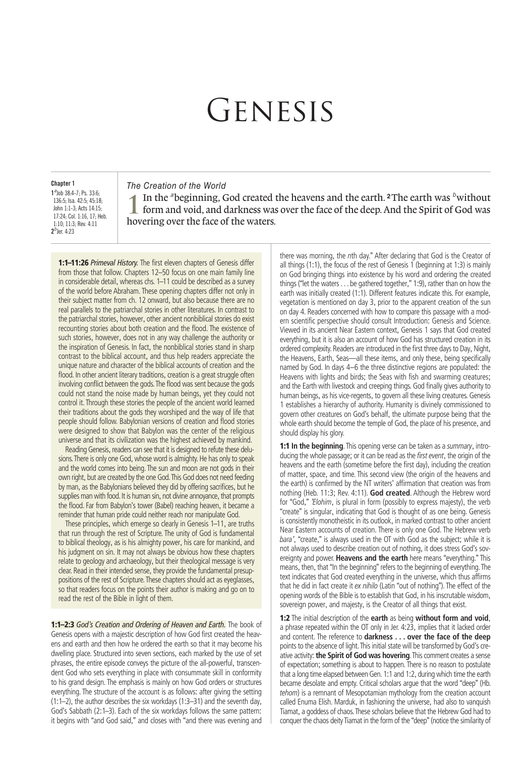# Genesis

**Chapter 1**

**1** [a]Job 38:4-7; Ps. 33:6; 136:5; Isa. 42:5; 45:18; John 1:1-3; Acts 14:15; 17:24; Col. 1:16, 17; Heb. 1:10; 11:3; Rev. 4:11
**2** [b]Jer. 4:23

*The Creation of the World*

**1** In the [a]beginning, God created the heavens and the earth. **2** The earth was [b]without form and void, and darkness was over the face of the deep. And the Spirit of God was hovering over the face of the waters.

**1:1–11:26** *Primeval History.* The first eleven chapters of Genesis differ from those that follow. Chapters 12–50 focus on one main family line in considerable detail, whereas chs. 1–11 could be described as a survey of the world before Abraham. These opening chapters differ not only in their subject matter from ch. 12 onward, but also because there are no real parallels to the patriarchal stories in other literatures. In contrast to the patriarchal stories, however, other ancient nonbiblical stories do exist recounting stories about both creation and the flood. The existence of such stories, however, does not in any way challenge the authority or the inspiration of Genesis. In fact, the nonbiblical stories stand in sharp contrast to the biblical account, and thus help readers appreciate the unique nature and character of the biblical accounts of creation and the flood. In other ancient literary traditions, creation is a great struggle often involving conflict between the gods. The flood was sent because the gods could not stand the noise made by human beings, yet they could not control it. Through these stories the people of the ancient world learned their traditions about the gods they worshiped and the way of life that people should follow. Babylonian versions of creation and flood stories were designed to show that Babylon was the center of the religious universe and that its civilization was the highest achieved by mankind.

Reading Genesis, readers can see that it is designed to refute these delusions. There is only one God, whose word is almighty. He has only to speak and the world comes into being. The sun and moon are not gods in their own right, but are created by the one God. This God does not need feeding by man, as the Babylonians believed they did by offering sacrifices, but he supplies man with food. It is human sin, not divine annoyance, that prompts the flood. Far from Babylon's tower (Babel) reaching heaven, it became a reminder that human pride could neither reach nor manipulate God.

These principles, which emerge so clearly in Genesis 1–11, are truths that run through the rest of Scripture. The unity of God is fundamental to biblical theology, as is his almighty power, his care for mankind, and his judgment on sin. It may not always be obvious how these chapters relate to geology and archaeology, but their theological message is very clear. Read in their intended sense, they provide the fundamental presuppositions of the rest of Scripture. These chapters should act as eyeglasses, so that readers focus on the points their author is making and go on to read the rest of the Bible in light of them.

**1:1–2:3** *God's Creation and Ordering of Heaven and Earth.* The book of Genesis opens with a majestic description of how God first created the heavens and earth and then how he ordered the earth so that it may become his dwelling place. Structured into seven sections, each marked by the use of set phrases, the entire episode conveys the picture of the all-powerful, transcendent God who sets everything in place with consummate skill in conformity to his grand design. The emphasis is mainly on how God orders or structures everything. The structure of the account is as follows: after giving the setting (1:1–2), the author describes the six workdays (1:3–31) and the seventh day, God's Sabbath (2:1–3). Each of the six workdays follows the same pattern: it begins with "and God said," and closes with "and there was evening and there was morning, the *n*th day." After declaring that God is the Creator of all things (1:1), the focus of the rest of Genesis 1 (beginning at 1:3) is mainly on God bringing things into existence by his word and ordering the created things ("let the waters . . . be gathered together," 1:9), rather than on how the earth was initially created (1:1). Different features indicate this. For example, vegetation is mentioned on day 3, prior to the apparent creation of the sun on day 4. Readers concerned with how to compare this passage with a modern scientific perspective should consult Introduction: Genesis and Science. Viewed in its ancient Near Eastern context, Genesis 1 says that God created everything, but it is also an account of how God has structured creation in its ordered complexity. Readers are introduced in the first three days to Day, Night, the Heavens, Earth, Seas—all these items, and only these, being specifically named by God. In days 4–6 the three distinctive regions are populated: the Heavens with lights and birds; the Seas with fish and swarming creatures; and the Earth with livestock and creeping things. God finally gives authority to human beings, as his vice-regents, to govern all these living creatures. Genesis 1 establishes a hierarchy of authority. Humanity is divinely commissioned to govern other creatures on God's behalf, the ultimate purpose being that the whole earth should become the temple of God, the place of his presence, and should display his glory.

**1:1 In the beginning**. This opening verse can be taken as a *summary*, introducing the whole passage; or it can be read as the *first event*, the origin of the heavens and the earth (sometime before the first day), including the creation of matter, space, and time. This second view (the origin of the heavens and the earth) is confirmed by the NT writers' affirmation that creation was from nothing (Heb. 11:3; Rev. 4:11). **God created**. Although the Hebrew word for "God," *'Elohim*, is plural in form (possibly to express majesty), the verb "create" is singular, indicating that God is thought of as one being. Genesis is consistently monotheistic in its outlook, in marked contrast to other ancient Near Eastern accounts of creation. There is only one God. The Hebrew verb *bara'*, "create," is always used in the OT with God as the subject; while it is not always used to describe creation out of nothing, it does stress God's sovereignty and power. **Heavens and the earth** here means "everything." This means, then, that "In the beginning" refers to the beginning of everything. The text indicates that God created everything in the universe, which thus affirms that he did in fact create it *ex nihilo* (Latin "out of nothing"). The effect of the opening words of the Bible is to establish that God, in his inscrutable wisdom, sovereign power, and majesty, is the Creator of all things that exist.

**1:2** The initial description of the **earth** as being **without form and void**, a phrase repeated within the OT only in Jer. 4:23, implies that it lacked order and content. The reference to **darkness . . . over the face of the deep** points to the absence of light. This initial state will be transformed by God's creative activity: **the Spirit of God was hovering**. This comment creates a sense of expectation; something is about to happen. There is no reason to postulate that a long time elapsed between Gen. 1:1 and 1:2, during which time the earth became desolate and empty. Critical scholars argue that the word "deep" (Hb. *tehom*) is a remnant of Mesopotamian mythology from the creation account called Enuma Elish. Marduk, in fashioning the universe, had also to vanquish Tiamat, a goddess of chaos. These scholars believe that the Hebrew God had to conquer the chaos deity Tiamat in the form of the "deep" (notice the similarity of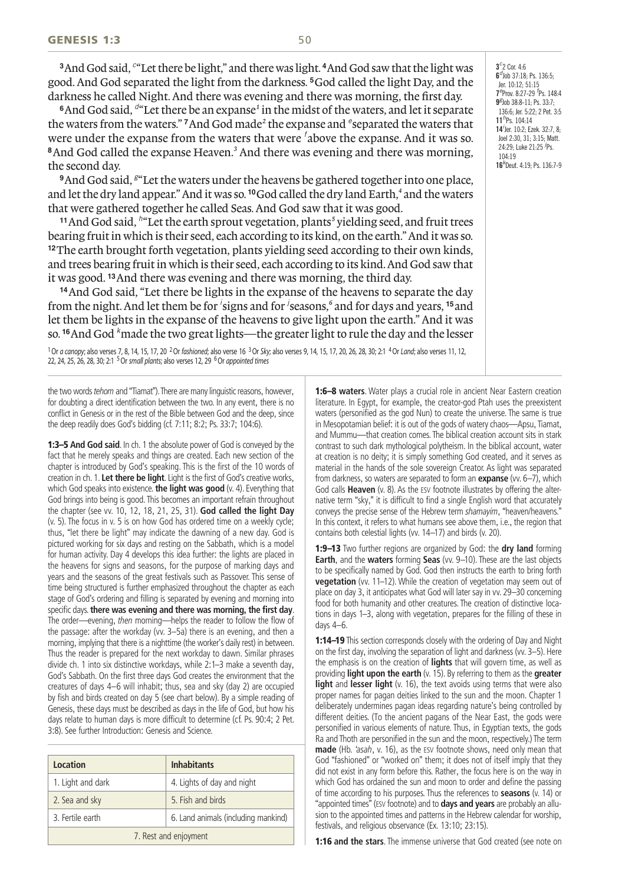**3**And God said, [c]"Let there be light," and there was light. **4**And God saw that the light was good. And God separated the light from the darkness. **5**God called the light Day, and the darkness he called Night. And there was evening and there was morning, the first day.

**6**And God said, [d]"Let there be an expanse[1] in the midst of the waters, and let it separate the waters from the waters." **7**And God made[2] the expanse and [e]separated the waters that were under the expanse from the waters that were [f]above the expanse. And it was so. **8**And God called the expanse Heaven.[3] And there was evening and there was morning, the second day.

**9**And God said, [g]"Let the waters under the heavens be gathered together into one place, and let the dry land appear." And it was so. **10**God called the dry land Earth,[4] and the waters that were gathered together he called Seas. And God saw that it was good.

**11**And God said, [h]"Let the earth sprout vegetation, plants[5] yielding seed, and fruit trees bearing fruit in which is their seed, each according to its kind, on the earth." And it was so. **12**The earth brought forth vegetation, plants yielding seed according to their own kinds, and trees bearing fruit in which is their seed, each according to its kind. And God saw that it was good. **13**And there was evening and there was morning, the third day.

**14**And God said, "Let there be lights in the expanse of the heavens to separate the day from the night. And let them be for [i]signs and for [j]seasons,[6] and for days and years, **15**and let them be lights in the expanse of the heavens to give light upon the earth." And it was so. **16**And God [k]made the two great lights—the greater light to rule the day and the lesser

**3**[c]2 Cor. 4:6
**6**[d]Job 37:18; Ps. 136:5; Jer. 10:12; 51:15
**7**[e]Prov. 8:27-29 [f]Ps. 148:4
**9**[g]Job 38:8-11; Ps. 33:7; 136:6; Jer. 5:22; 2 Pet. 3:5
**11**[h]Ps. 104:14
**14**[i]Jer. 10:2; Ezek. 32:7, 8; Joel 2:30, 31; 3:15; Matt. 24:29; Luke 21:25 [j]Ps. 104:19
**16**[k]Deut. 4:19; Ps. 136:7-9

[1] Or *a canopy*; also verses 7, 8, 14, 15, 17, 20 [2] Or *fashioned*; also verse 16 [3] Or *Sky*; also verses 9, 14, 15, 17, 20, 26, 28, 30; 2:1 [4] Or *Land*; also verses 11, 12, 22, 24, 25, 26, 28, 30; 2:1 [5] Or *small plants*; also verses 12, 29 [6] Or *appointed times*

the two words *tehom* and "Tiamat"). There are many linguistic reasons, however, for doubting a direct identification between the two. In any event, there is no conflict in Genesis or in the rest of the Bible between God and the deep, since the deep readily does God's bidding (cf. 7:11; 8:2; Ps. 33:7; 104:6).

**1:3–5 And God said**. In ch. 1 the absolute power of God is conveyed by the fact that he merely speaks and things are created. Each new section of the chapter is introduced by God's speaking. This is the first of the 10 words of creation in ch. 1. **Let there be light**. Light is the first of God's creative works, which God speaks into existence. **the light was good** (v. 4). Everything that God brings into being is good. This becomes an important refrain throughout the chapter (see vv. 10, 12, 18, 21, 25, 31). **God called the light Day** (v. 5). The focus in v. 5 is on how God has ordered time on a weekly cycle; thus, "let there be light" may indicate the dawning of a new day. God is pictured working for six days and resting on the Sabbath, which is a model for human activity. Day 4 develops this idea further: the lights are placed in the heavens for signs and seasons, for the purpose of marking days and years and the seasons of the great festivals such as Passover. This sense of time being structured is further emphasized throughout the chapter as each stage of God's ordering and filling is separated by evening and morning into specific days. **there was evening and there was morning, the first day**. The order—evening, *then* morning—helps the reader to follow the flow of the passage: after the workday (vv. 3–5a) there is an evening, and then a morning, implying that there is a nighttime (the worker's daily rest) in between. Thus the reader is prepared for the next workday to dawn. Similar phrases divide ch. 1 into six distinctive workdays, while 2:1–3 make a seventh day, God's Sabbath. On the first three days God creates the environment that the creatures of days 4–6 will inhabit; thus, sea and sky (day 2) are occupied by fish and birds created on day 5 (see chart below). By a simple reading of Genesis, these days must be described as days in the life of God, but how his days relate to human days is more difficult to determine (cf. Ps. 90:4; 2 Pet. 3:8). See further Introduction: Genesis and Science.

| Location | Inhabitants |
|---|---|
| 1. Light and dark | 4. Lights of day and night |
| 2. Sea and sky | 5. Fish and birds |
| 3. Fertile earth | 6. Land animals (including mankind) |
| 7. Rest and enjoyment | |

**1:6–8 waters**. Water plays a crucial role in ancient Near Eastern creation literature. In Egypt, for example, the creator-god Ptah uses the preexistent waters (personified as the god Nun) to create the universe. The same is true in Mesopotamian belief: it is out of the gods of watery chaos—Apsu, Tiamat, and Mummu—that creation comes. The biblical creation account sits in stark contrast to such dark mythological polytheism. In the biblical account, water at creation is no deity; it is simply something God created, and it serves as material in the hands of the sole sovereign Creator. As light was separated from darkness, so waters are separated to form an **expanse** (vv. 6–7), which God calls **Heaven** (v. 8). As the ESV footnote illustrates by offering the alternative term "sky," it is difficult to find a single English word that accurately conveys the precise sense of the Hebrew term *shamayim*, "heaven/heavens." In this context, it refers to what humans see above them, i.e., the region that contains both celestial lights (vv. 14–17) and birds (v. 20).

**1:9–13** Two further regions are organized by God: the **dry land** forming **Earth**, and the **waters** forming **Seas** (vv. 9–10). These are the last objects to be specifically named by God. God then instructs the earth to bring forth **vegetation** (vv. 11–12). While the creation of vegetation may seem out of place on day 3, it anticipates what God will later say in vv. 29–30 concerning food for both humanity and other creatures. The creation of distinctive locations in days 1–3, along with vegetation, prepares for the filling of these in days 4–6.

**1:14–19** This section corresponds closely with the ordering of Day and Night on the first day, involving the separation of light and darkness (vv. 3–5). Here the emphasis is on the creation of **lights** that will govern time, as well as providing **light upon the earth** (v. 15). By referring to them as the **greater light** and **lesser light** (v. 16), the text avoids using terms that were also proper names for pagan deities linked to the sun and the moon. Chapter 1 deliberately undermines pagan ideas regarding nature's being controlled by different deities. (To the ancient pagans of the Near East, the gods were personified in various elements of nature. Thus, in Egyptian texts, the gods Ra and Thoth are personified in the sun and the moon, respectively.) The term **made** (Hb. *'asah*, v. 16), as the ESV footnote shows, need only mean that God "fashioned" or "worked on" them; it does not of itself imply that they did not exist in any form before this. Rather, the focus here is on the way in which God has ordained the sun and moon to order and define the passing of time according to his purposes. Thus the references to **seasons** (v. 14) or "appointed times" (ESV footnote) and to **days and years** are probably an allusion to the appointed times and patterns in the Hebrew calendar for worship, festivals, and religious observance (Ex. 13:10; 23:15).

**1:16 and the stars**. The immense universe that God created (see note on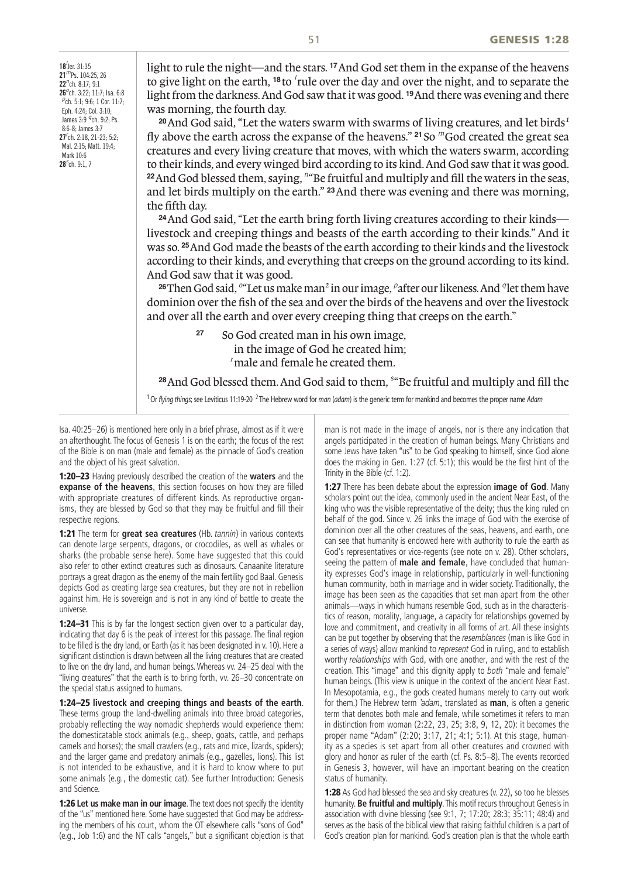18 [l]Jer. 31:35
21 [m]Ps. 104:25, 26
22 [n]ch. 8:17; 9:1
26 [o]ch. 3:22; 11:7; Isa. 6:8 [p]ch. 5:1; 9:6; 1 Cor. 11:7; Eph. 4:24; Col. 3:10; James 3:9 [q]ch. 9:2; Ps. 8:6-8; James 3:7
27 [r]ch. 2:18, 21-23; 5:2; Mal. 2:15; Matt. 19:4; Mark 10:6
28 [s]ch. 9:1, 7

light to rule the night—and the stars. [17] And God set them in the expanse of the heavens to give light on the earth, [18] to [l]rule over the day and over the night, and to separate the light from the darkness. And God saw that it was good. [19] And there was evening and there was morning, the fourth day.

[20] And God said, "Let the waters swarm with swarms of living creatures, and let birds[1] fly above the earth across the expanse of the heavens." [21] So [m]God created the great sea creatures and every living creature that moves, with which the waters swarm, according to their kinds, and every winged bird according to its kind. And God saw that it was good. [22] And God blessed them, saying, [n]"Be fruitful and multiply and fill the waters in the seas, and let birds multiply on the earth." [23] And there was evening and there was morning, the fifth day.

[24] And God said, "Let the earth bring forth living creatures according to their kinds—livestock and creeping things and beasts of the earth according to their kinds." And it was so. [25] And God made the beasts of the earth according to their kinds and the livestock according to their kinds, and everything that creeps on the ground according to its kind. And God saw that it was good.

[26] Then God said, [o]"Let us make man[2] in our image, [p]after our likeness. And [q]let them have dominion over the fish of the sea and over the birds of the heavens and over the livestock and over all the earth and over every creeping thing that creeps on the earth."

[27] So God created man in his own image,
in the image of God he created him;
[r]male and female he created them.

[28] And God blessed them. And God said to them, [s]"Be fruitful and multiply and fill the

[1] Or *flying things*; see Leviticus 11:19-20 [2] The Hebrew word for *man* (*adam*) is the generic term for mankind and becomes the proper name *Adam*

Isa. 40:25–26) is mentioned here only in a brief phrase, almost as if it were an afterthought. The focus of Genesis 1 is on the earth; the focus of the rest of the Bible is on man (male and female) as the pinnacle of God's creation and the object of his great salvation.

**1:20–23** Having previously described the creation of the **waters** and the **expanse of the heavens**, this section focuses on how they are filled with appropriate creatures of different kinds. As reproductive organisms, they are blessed by God so that they may be fruitful and fill their respective regions.

**1:21** The term for **great sea creatures** (Hb. *tannin*) in various contexts can denote large serpents, dragons, or crocodiles, as well as whales or sharks (the probable sense here). Some have suggested that this could also refer to other extinct creatures such as dinosaurs. Canaanite literature portrays a great dragon as the enemy of the main fertility god Baal. Genesis depicts God as creating large sea creatures, but they are not in rebellion against him. He is sovereign and is not in any kind of battle to create the universe.

**1:24–31** This is by far the longest section given over to a particular day, indicating that day 6 is the peak of interest for this passage. The final region to be filled is the dry land, or Earth (as it has been designated in v. 10). Here a significant distinction is drawn between all the living creatures that are created to live on the dry land, and human beings. Whereas vv. 24–25 deal with the "living creatures" that the earth is to bring forth, vv. 26–30 concentrate on the special status assigned to humans.

**1:24–25 livestock and creeping things and beasts of the earth**. These terms group the land-dwelling animals into three broad categories, probably reflecting the way nomadic shepherds would experience them: the domesticatable stock animals (e.g., sheep, goats, cattle, and perhaps camels and horses); the small crawlers (e.g., rats and mice, lizards, spiders); and the larger game and predatory animals (e.g., gazelles, lions). This list is not intended to be exhaustive, and it is hard to know where to put some animals (e.g., the domestic cat). See further Introduction: Genesis and Science.

**1:26 Let us make man in our image**. The text does not specify the identity of the "us" mentioned here. Some have suggested that God may be addressing the members of his court, whom the OT elsewhere calls "sons of God" (e.g., Job 1:6) and the NT calls "angels," but a significant objection is that man is not made in the image of angels, nor is there any indication that angels participated in the creation of human beings. Many Christians and some Jews have taken "us" to be God speaking to himself, since God alone does the making in Gen. 1:27 (cf. 5:1); this would be the first hint of the Trinity in the Bible (cf. 1:2).

**1:27** There has been debate about the expression **image of God**. Many scholars point out the idea, commonly used in the ancient Near East, of the king who was the visible representative of the deity; thus the king ruled on behalf of the god. Since v. 26 links the image of God with the exercise of dominion over all the other creatures of the seas, heavens, and earth, one can see that humanity is endowed here with authority to rule the earth as God's representatives or vice-regents (see note on v. 28). Other scholars, seeing the pattern of **male and female**, have concluded that humanity expresses God's image in relationship, particularly in well-functioning human community, both in marriage and in wider society. Traditionally, the image has been seen as the capacities that set man apart from the other animals—ways in which humans resemble God, such as in the characteristics of reason, morality, language, a capacity for relationships governed by love and commitment, and creativity in all forms of art. All these insights can be put together by observing that the *resemblances* (man is like God in a series of ways) allow mankind to *represent* God in ruling, and to establish worthy *relationships* with God, with one another, and with the rest of the creation. This "image" and this dignity apply to *both* "male and female" human beings. (This view is unique in the context of the ancient Near East. In Mesopotamia, e.g., the gods created humans merely to carry out work for them.) The Hebrew term *'adam*, translated as **man**, is often a generic term that denotes both male and female, while sometimes it refers to man in distinction from woman (2:22, 23, 25; 3:8, 9, 12, 20): it becomes the proper name "Adam" (2:20; 3:17, 21; 4:1; 5:1). At this stage, humanity as a species is set apart from all other creatures and crowned with glory and honor as ruler of the earth (cf. Ps. 8:5–8). The events recorded in Genesis 3, however, will have an important bearing on the creation status of humanity.

**1:28** As God had blessed the sea and sky creatures (v. 22), so too he blesses humanity. **Be fruitful and multiply**. This motif recurs throughout Genesis in association with divine blessing (see 9:1, 7; 17:20; 28:3; 35:11; 48:4) and serves as the basis of the biblical view that raising faithful children is a part of God's creation plan for mankind. God's creation plan is that the whole earth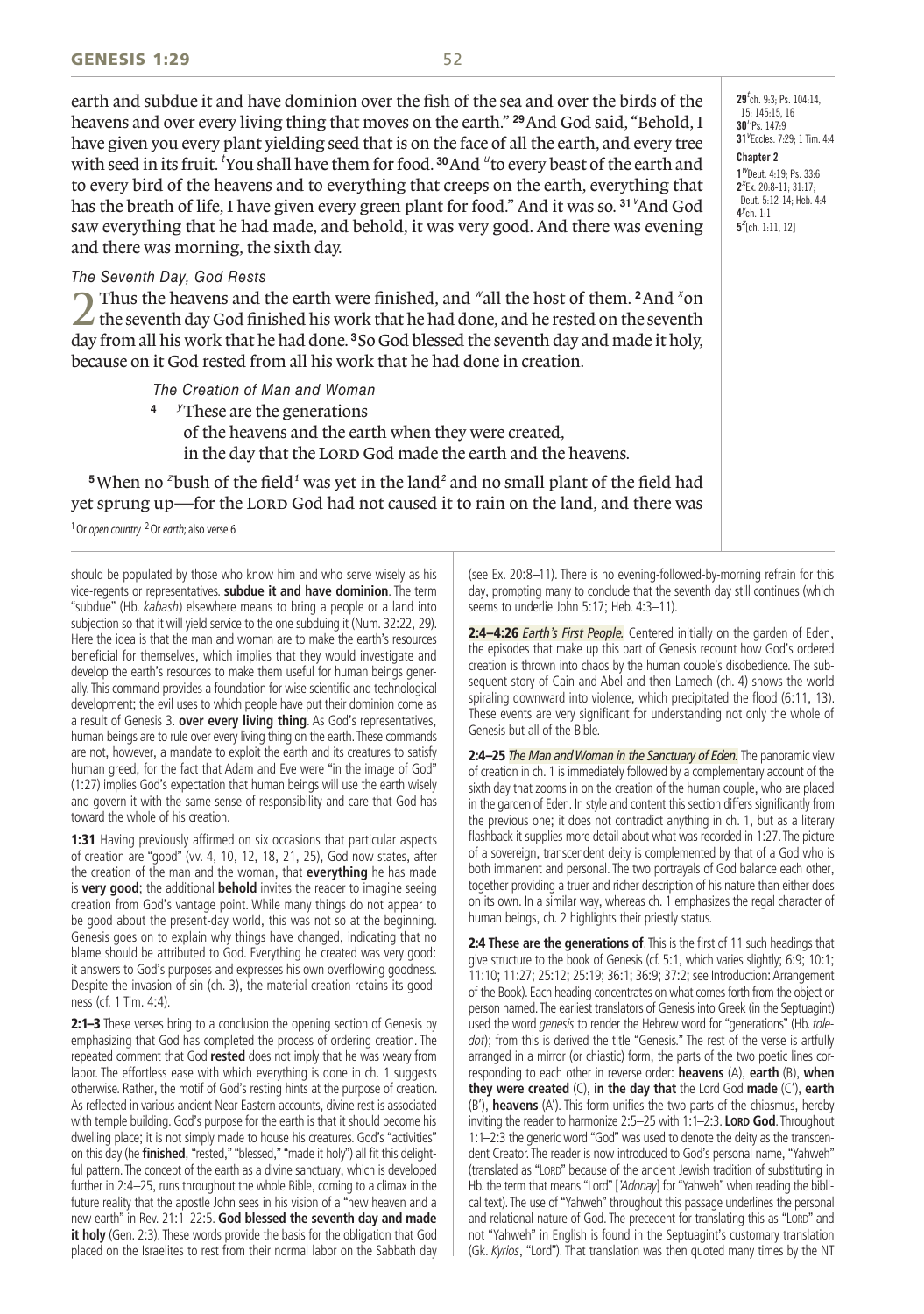earth and subdue it and have dominion over the fish of the sea and over the birds of the heavens and over every living thing that moves on the earth." **29** And God said, "Behold, I have given you every plant yielding seed that is on the face of all the earth, and every tree with seed in its fruit. [t]You shall have them for food. **30** And [u]to every beast of the earth and to every bird of the heavens and to everything that creeps on the earth, everything that has the breath of life, I have given every green plant for food." And it was so. **31** [v]And God saw everything that he had made, and behold, it was very good. And there was evening and there was morning, the sixth day.

*The Seventh Day, God Rests*

**2** Thus the heavens and the earth were finished, and [w]all the host of them. **2** And [x]on the seventh day God finished his work that he had done, and he rested on the seventh day from all his work that he had done. **3** So God blessed the seventh day and made it holy, because on it God rested from all his work that he had done in creation.

*The Creation of Man and Woman*

**4** [y]These are the generations
of the heavens and the earth when they were created,
in the day that the LORD God made the earth and the heavens.

**5** When no [z]bush of the field[1] was yet in the land[2] and no small plant of the field had yet sprung up—for the LORD God had not caused it to rain on the land, and there was

[1] Or *open country* [2] Or *earth*; also verse 6

**29**[t]ch. 9:3; Ps. 104:14, 15; 145:15, 16
**30**[u]Ps. 147:9
**31**[v]Eccles. 7:29; 1 Tim. 4:4
**Chapter 2**
**1**[w]Deut. 4:19; Ps. 33:6
**2**[x]Ex. 20:8-11; 31:17; Deut. 5:12-14; Heb. 4:4
**4**[y]ch. 1:1
**5**[z][ch. 1:11, 12]

---

should be populated by those who know him and who serve wisely as his vice-regents or representatives. **subdue it and have dominion**. The term "subdue" (Hb. *kabash*) elsewhere means to bring a people or a land into subjection so that it will yield service to the one subduing it (Num. 32:22, 29). Here the idea is that the man and woman are to make the earth's resources beneficial for themselves, which implies that they would investigate and develop the earth's resources to make them useful for human beings generally. This command provides a foundation for wise scientific and technological development; the evil uses to which people have put their dominion come as a result of Genesis 3. **over every living thing**. As God's representatives, human beings are to rule over every living thing on the earth. These commands are not, however, a mandate to exploit the earth and its creatures to satisfy human greed, for the fact that Adam and Eve were "in the image of God" (1:27) implies God's expectation that human beings will use the earth wisely and govern it with the same sense of responsibility and care that God has toward the whole of his creation.

**1:31** Having previously affirmed on six occasions that particular aspects of creation are "good" (vv. 4, 10, 12, 18, 21, 25), God now states, after the creation of the man and the woman, that **everything** he has made is **very good**; the additional **behold** invites the reader to imagine seeing creation from God's vantage point. While many things do not appear to be good about the present-day world, this was not so at the beginning. Genesis goes on to explain why things have changed, indicating that no blame should be attributed to God. Everything he created was very good: it answers to God's purposes and expresses his own overflowing goodness. Despite the invasion of sin (ch. 3), the material creation retains its goodness (cf. 1 Tim. 4:4).

**2:1–3** These verses bring to a conclusion the opening section of Genesis by emphasizing that God has completed the process of ordering creation. The repeated comment that God **rested** does not imply that he was weary from labor. The effortless ease with which everything is done in ch. 1 suggests otherwise. Rather, the motif of God's resting hints at the purpose of creation. As reflected in various ancient Near Eastern accounts, divine rest is associated with temple building. God's purpose for the earth is that it should become his dwelling place; it is not simply made to house his creatures. God's "activities" on this day (he **finished**, "rested," "blessed," "made it holy") all fit this delightful pattern. The concept of the earth as a divine sanctuary, which is developed further in 2:4–25, runs throughout the whole Bible, coming to a climax in the future reality that the apostle John sees in his vision of a "new heaven and a new earth" in Rev. 21:1–22:5. **God blessed the seventh day and made it holy** (Gen. 2:3). These words provide the basis for the obligation that God placed on the Israelites to rest from their normal labor on the Sabbath day (see Ex. 20:8–11). There is no evening-followed-by-morning refrain for this day, prompting many to conclude that the seventh day still continues (which seems to underlie John 5:17; Heb. 4:3–11).

**2:4–4:26** *Earth's First People.* Centered initially on the garden of Eden, the episodes that make up this part of Genesis recount how God's ordered creation is thrown into chaos by the human couple's disobedience. The subsequent story of Cain and Abel and then Lamech (ch. 4) shows the world spiraling downward into violence, which precipitated the flood (6:11, 13). These events are very significant for understanding not only the whole of Genesis but all of the Bible.

**2:4–25** *The Man and Woman in the Sanctuary of Eden.* The panoramic view of creation in ch. 1 is immediately followed by a complementary account of the sixth day that zooms in on the creation of the human couple, who are placed in the garden of Eden. In style and content this section differs significantly from the previous one; it does not contradict anything in ch. 1, but as a literary flashback it supplies more detail about what was recorded in 1:27. The picture of a sovereign, transcendent deity is complemented by that of a God who is both immanent and personal. The two portrayals of God balance each other, together providing a truer and richer description of his nature than either does on its own. In a similar way, whereas ch. 1 emphasizes the regal character of human beings, ch. 2 highlights their priestly status.

**2:4 These are the generations of**. This is the first of 11 such headings that give structure to the book of Genesis (cf. 5:1, which varies slightly; 6:9; 10:1; 11:10; 11:27; 25:12; 25:19; 36:1; 36:9; 37:2; see Introduction: Arrangement of the Book). Each heading concentrates on what comes forth from the object or person named. The earliest translators of Genesis into Greek (in the Septuagint) used the word *genesis* to render the Hebrew word for "generations" (Hb. *toledot*); from this is derived the title "Genesis." The rest of the verse is artfully arranged in a mirror (or chiastic) form, the parts of the two poetic lines corresponding to each other in reverse order: **heavens** (A), **earth** (B), **when they were created** (C), **in the day that** the Lord God **made** (C′), **earth** (B′), **heavens** (A′). This form unifies the two parts of the chiasmus, hereby inviting the reader to harmonize 2:5–25 with 1:1–2:3. **LORD God**. Throughout 1:1–2:3 the generic word "God" was used to denote the deity as the transcendent Creator. The reader is now introduced to God's personal name, "Yahweh" (translated as "LORD" because of the ancient Jewish tradition of substituting in Hb. the term that means "Lord" [*'Adonay*] for "Yahweh" when reading the biblical text). The use of "Yahweh" throughout this passage underlines the personal and relational nature of God. The precedent for translating this as "LORD" and not "Yahweh" in English is found in the Septuagint's customary translation (Gk. *Kyrios*, "Lord"). That translation was then quoted many times by the NT